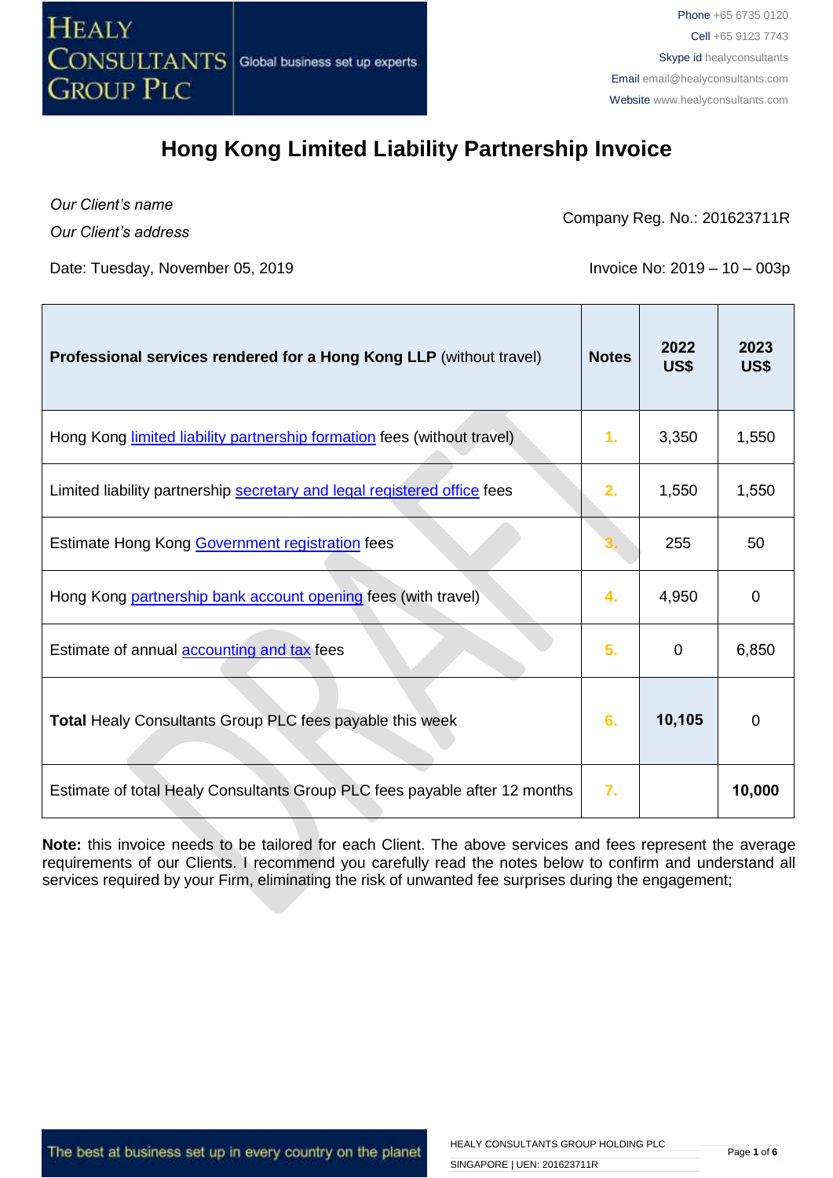HEALY CONSULTANTS GROUP PLC | Global business set up experts

Phone +65 6735 0120
Cell +65 9123 7743
Skype id healyconsultants
Email email@healyconsultants.com
Website www.healyconsultants.com

# Hong Kong Limited Liability Partnership Invoice

*Our Client's name*
*Our Client's address*

Company Reg. No.: 201623711R

Date: Tuesday, November 05, 2019

Invoice No: 2019 – 10 – 003p

| **Professional services rendered for a Hong Kong LLP** (without travel) | **Notes** | **2022 US$** | **2023 US$** |
|---|---|---|---|
| Hong Kong limited liability partnership formation fees (without travel) | 1. | 3,350 | 1,550 |
| Limited liability partnership secretary and legal registered office fees | 2. | 1,550 | 1,550 |
| Estimate Hong Kong Government registration fees | 3. | 255 | 50 |
| Hong Kong partnership bank account opening fees (with travel) | 4. | 4,950 | 0 |
| Estimate of annual accounting and tax fees | 5. | 0 | 6,850 |
| **Total** Healy Consultants Group PLC fees payable this week | 6. | **10,105** | 0 |
| Estimate of total Healy Consultants Group PLC fees payable after 12 months | 7. | | **10,000** |

**Note:** this invoice needs to be tailored for each Client. The above services and fees represent the average requirements of our Clients. I recommend you carefully read the notes below to confirm and understand all services required by your Firm, eliminating the risk of unwanted fee surprises during the engagement;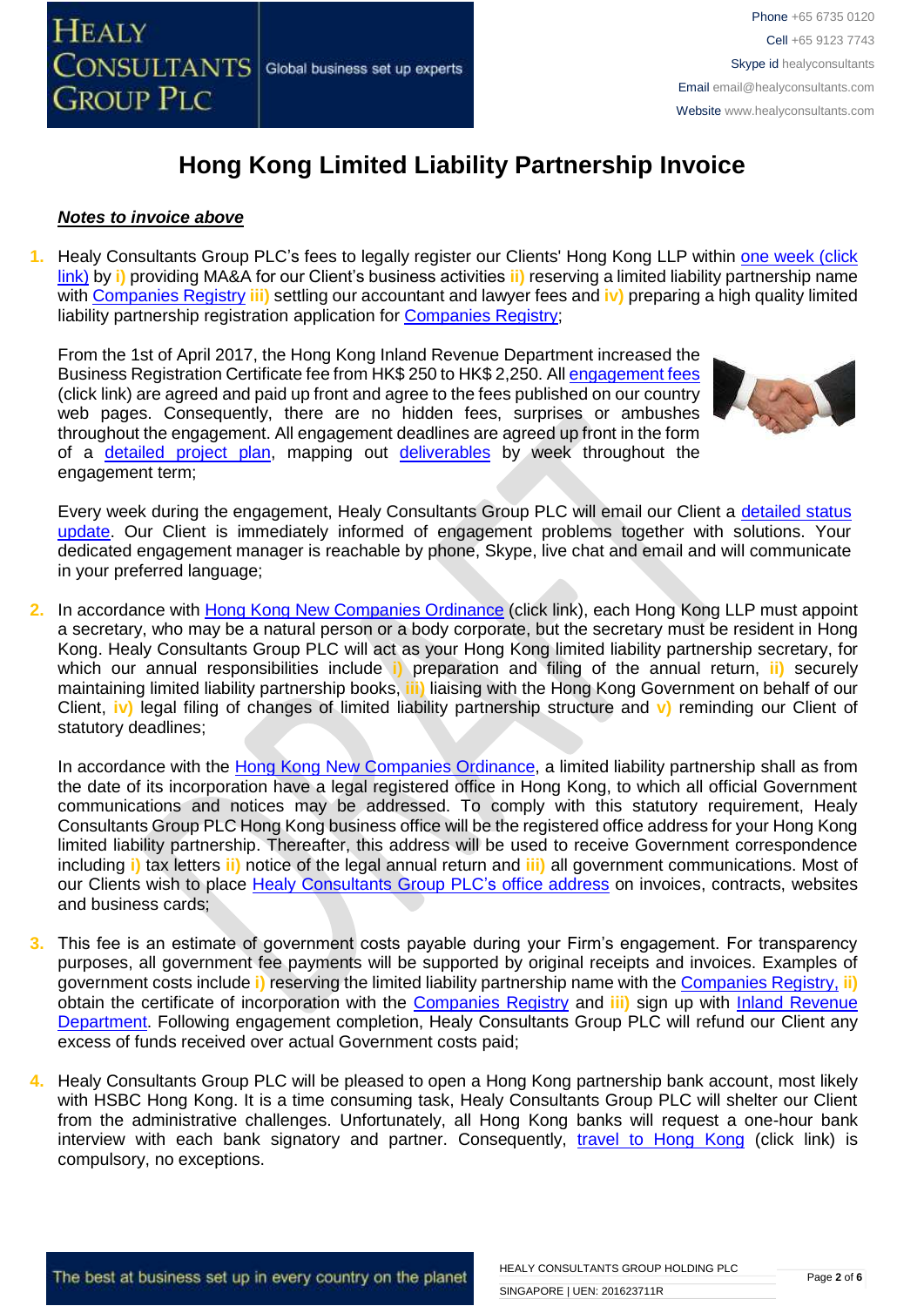# Hong Kong Limited Liability Partnership Invoice

***Notes to invoice above***

1. Healy Consultants Group PLC's fees to legally register our Clients' Hong Kong LLP within one week (click link) by **i)** providing MA&A for our Client's business activities **ii)** reserving a limited liability partnership name with Companies Registry **iii)** settling our accountant and lawyer fees and **iv)** preparing a high quality limited liability partnership registration application for Companies Registry;

   From the 1st of April 2017, the Hong Kong Inland Revenue Department increased the Business Registration Certificate fee from HK$ 250 to HK$ 2,250. All engagement fees (click link) are agreed and paid up front and agree to the fees published on our country web pages. Consequently, there are no hidden fees, surprises or ambushes throughout the engagement. All engagement deadlines are agreed up front in the form of a detailed project plan, mapping out deliverables by week throughout the engagement term;

   Every week during the engagement, Healy Consultants Group PLC will email our Client a detailed status update. Our Client is immediately informed of engagement problems together with solutions. Your dedicated engagement manager is reachable by phone, Skype, live chat and email and will communicate in your preferred language;

2. In accordance with Hong Kong New Companies Ordinance (click link), each Hong Kong LLP must appoint a secretary, who may be a natural person or a body corporate, but the secretary must be resident in Hong Kong. Healy Consultants Group PLC will act as your Hong Kong limited liability partnership secretary, for which our annual responsibilities include **i)** preparation and filing of the annual return, **ii)** securely maintaining limited liability partnership books, **iii)** liaising with the Hong Kong Government on behalf of our Client, **iv)** legal filing of changes of limited liability partnership structure and **v)** reminding our Client of statutory deadlines;

   In accordance with the Hong Kong New Companies Ordinance, a limited liability partnership shall as from the date of its incorporation have a legal registered office in Hong Kong, to which all official Government communications and notices may be addressed. To comply with this statutory requirement, Healy Consultants Group PLC Hong Kong business office will be the registered office address for your Hong Kong limited liability partnership. Thereafter, this address will be used to receive Government correspondence including **i)** tax letters **ii)** notice of the legal annual return and **iii)** all government communications. Most of our Clients wish to place Healy Consultants Group PLC's office address on invoices, contracts, websites and business cards;

3. This fee is an estimate of government costs payable during your Firm's engagement. For transparency purposes, all government fee payments will be supported by original receipts and invoices. Examples of government costs include **i)** reserving the limited liability partnership name with the Companies Registry, **ii)** obtain the certificate of incorporation with the Companies Registry and **iii)** sign up with Inland Revenue Department. Following engagement completion, Healy Consultants Group PLC will refund our Client any excess of funds received over actual Government costs paid;

4. Healy Consultants Group PLC will be pleased to open a Hong Kong partnership bank account, most likely with HSBC Hong Kong. It is a time consuming task, Healy Consultants Group PLC will shelter our Client from the administrative challenges. Unfortunately, all Hong Kong banks will request a one-hour bank interview with each bank signatory and partner. Consequently, travel to Hong Kong (click link) is compulsory, no exceptions.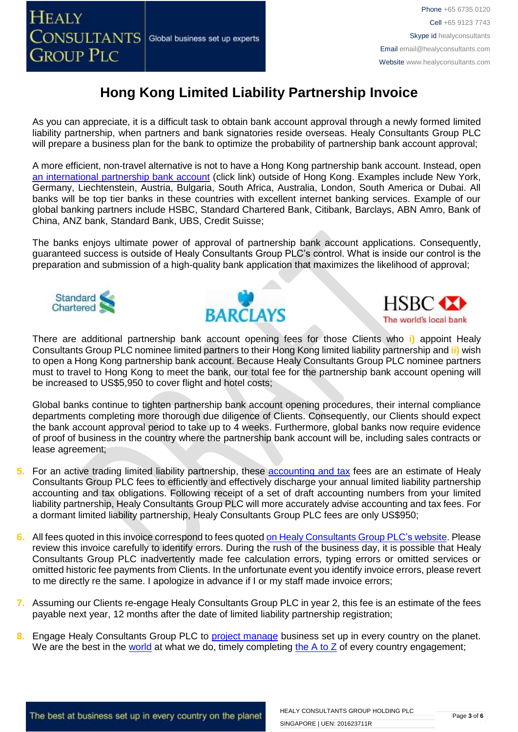# Hong Kong Limited Liability Partnership Invoice

As you can appreciate, it is a difficult task to obtain bank account approval through a newly formed limited liability partnership, when partners and bank signatories reside overseas. Healy Consultants Group PLC will prepare a business plan for the bank to optimize the probability of partnership bank account approval;

A more efficient, non-travel alternative is not to have a Hong Kong partnership bank account. Instead, open an international partnership bank account (click link) outside of Hong Kong. Examples include New York, Germany, Liechtenstein, Austria, Bulgaria, South Africa, Australia, London, South America or Dubai. All banks will be top tier banks in these countries with excellent internet banking services. Example of our global banking partners include HSBC, Standard Chartered Bank, Citibank, Barclays, ABN Amro, Bank of China, ANZ bank, Standard Bank, UBS, Credit Suisse;

The banks enjoys ultimate power of approval of partnership bank account applications. Consequently, guaranteed success is outside of Healy Consultants Group PLC's control. What is inside our control is the preparation and submission of a high-quality bank application that maximizes the likelihood of approval;

There are additional partnership bank account opening fees for those Clients who **i)** appoint Healy Consultants Group PLC nominee limited partners to their Hong Kong limited liability partnership and **ii)** wish to open a Hong Kong partnership bank account. Because Healy Consultants Group PLC nominee partners must to travel to Hong Kong to meet the bank, our total fee for the partnership bank account opening will be increased to US$5,950 to cover flight and hotel costs;

Global banks continue to tighten partnership bank account opening procedures, their internal compliance departments completing more thorough due diligence of Clients. Consequently, our Clients should expect the bank account approval period to take up to 4 weeks. Furthermore, global banks now require evidence of proof of business in the country where the partnership bank account will be, including sales contracts or lease agreement;

5. For an active trading limited liability partnership, these accounting and tax fees are an estimate of Healy Consultants Group PLC fees to efficiently and effectively discharge your annual limited liability partnership accounting and tax obligations. Following receipt of a set of draft accounting numbers from your limited liability partnership, Healy Consultants Group PLC will more accurately advise accounting and tax fees. For a dormant limited liability partnership, Healy Consultants Group PLC fees are only US$950;

6. All fees quoted in this invoice correspond to fees quoted on Healy Consultants Group PLC's website. Please review this invoice carefully to identify errors. During the rush of the business day, it is possible that Healy Consultants Group PLC inadvertently made fee calculation errors, typing errors or omitted services or omitted historic fee payments from Clients. In the unfortunate event you identify invoice errors, please revert to me directly re the same. I apologize in advance if I or my staff made invoice errors;

7. Assuming our Clients re-engage Healy Consultants Group PLC in year 2, this fee is an estimate of the fees payable next year, 12 months after the date of limited liability partnership registration;

8. Engage Healy Consultants Group PLC to project manage business set up in every country on the planet. We are the best in the world at what we do, timely completing the A to Z of every country engagement;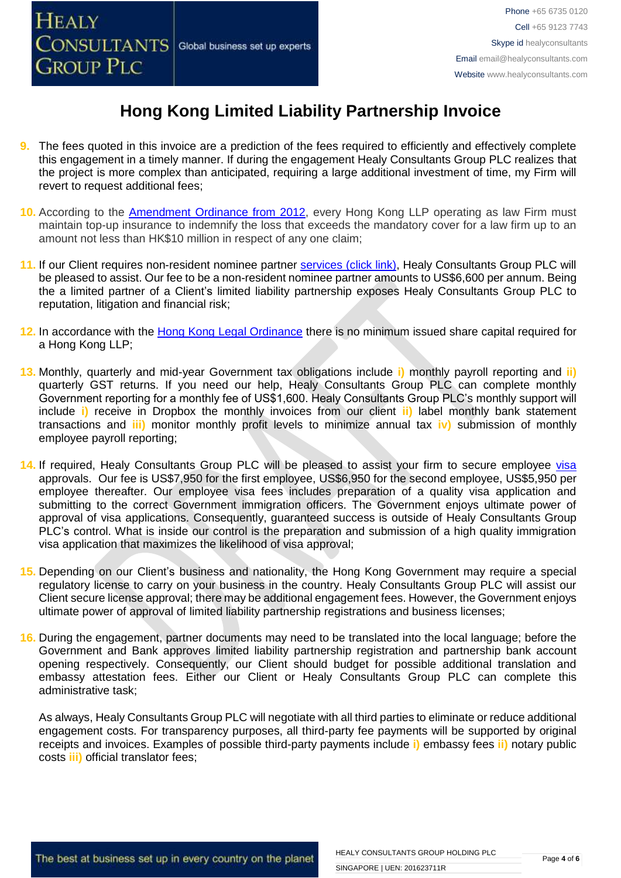# Hong Kong Limited Liability Partnership Invoice

9. The fees quoted in this invoice are a prediction of the fees required to efficiently and effectively complete this engagement in a timely manner. If during the engagement Healy Consultants Group PLC realizes that the project is more complex than anticipated, requiring a large additional investment of time, my Firm will revert to request additional fees;

10. According to the Amendment Ordinance from 2012, every Hong Kong LLP operating as law Firm must maintain top-up insurance to indemnify the loss that exceeds the mandatory cover for a law firm up to an amount not less than HK$10 million in respect of any one claim;

11. If our Client requires non-resident nominee partner services (click link), Healy Consultants Group PLC will be pleased to assist. Our fee to be a non-resident nominee partner amounts to US$6,600 per annum. Being the a limited partner of a Client's limited liability partnership exposes Healy Consultants Group PLC to reputation, litigation and financial risk;

12. In accordance with the Hong Kong Legal Ordinance there is no minimum issued share capital required for a Hong Kong LLP;

13. Monthly, quarterly and mid-year Government tax obligations include **i)** monthly payroll reporting and **ii)** quarterly GST returns. If you need our help, Healy Consultants Group PLC can complete monthly Government reporting for a monthly fee of US$1,600. Healy Consultants Group PLC's monthly support will include **i)** receive in Dropbox the monthly invoices from our client **ii)** label monthly bank statement transactions and **iii)** monitor monthly profit levels to minimize annual tax **iv)** submission of monthly employee payroll reporting;

14. If required, Healy Consultants Group PLC will be pleased to assist your firm to secure employee visa approvals. Our fee is US$7,950 for the first employee, US$6,950 for the second employee, US$5,950 per employee thereafter. Our employee visa fees includes preparation of a quality visa application and submitting to the correct Government immigration officers. The Government enjoys ultimate power of approval of visa applications. Consequently, guaranteed success is outside of Healy Consultants Group PLC's control. What is inside our control is the preparation and submission of a high quality immigration visa application that maximizes the likelihood of visa approval;

15. Depending on our Client's business and nationality, the Hong Kong Government may require a special regulatory license to carry on your business in the country. Healy Consultants Group PLC will assist our Client secure license approval; there may be additional engagement fees. However, the Government enjoys ultimate power of approval of limited liability partnership registrations and business licenses;

16. During the engagement, partner documents may need to be translated into the local language; before the Government and Bank approves limited liability partnership registration and partnership bank account opening respectively. Consequently, our Client should budget for possible additional translation and embassy attestation fees. Either our Client or Healy Consultants Group PLC can complete this administrative task;

    As always, Healy Consultants Group PLC will negotiate with all third parties to eliminate or reduce additional engagement costs. For transparency purposes, all third-party fee payments will be supported by original receipts and invoices. Examples of possible third-party payments include **i)** embassy fees **ii)** notary public costs **iii)** official translator fees;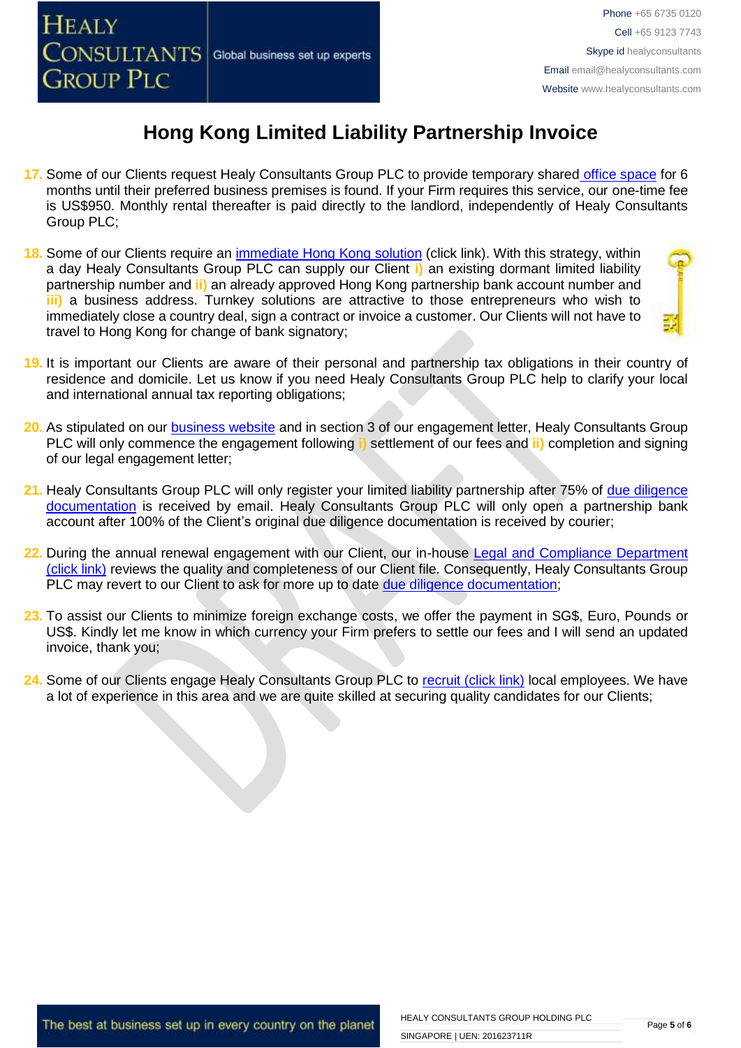# Hong Kong Limited Liability Partnership Invoice

17. Some of our Clients request Healy Consultants Group PLC to provide temporary shared office space for 6 months until their preferred business premises is found. If your Firm requires this service, our one-time fee is US$950. Monthly rental thereafter is paid directly to the landlord, independently of Healy Consultants Group PLC;

18. Some of our Clients require an immediate Hong Kong solution (click link). With this strategy, within a day Healy Consultants Group PLC can supply our Client i) an existing dormant limited liability partnership number and ii) an already approved Hong Kong partnership bank account number and iii) a business address. Turnkey solutions are attractive to those entrepreneurs who wish to immediately close a country deal, sign a contract or invoice a customer. Our Clients will not have to travel to Hong Kong for change of bank signatory;

19. It is important our Clients are aware of their personal and partnership tax obligations in their country of residence and domicile. Let us know if you need Healy Consultants Group PLC help to clarify your local and international annual tax reporting obligations;

20. As stipulated on our business website and in section 3 of our engagement letter, Healy Consultants Group PLC will only commence the engagement following i) settlement of our fees and ii) completion and signing of our legal engagement letter;

21. Healy Consultants Group PLC will only register your limited liability partnership after 75% of due diligence documentation is received by email. Healy Consultants Group PLC will only open a partnership bank account after 100% of the Client's original due diligence documentation is received by courier;

22. During the annual renewal engagement with our Client, our in-house Legal and Compliance Department (click link) reviews the quality and completeness of our Client file. Consequently, Healy Consultants Group PLC may revert to our Client to ask for more up to date due diligence documentation;

23. To assist our Clients to minimize foreign exchange costs, we offer the payment in SG$, Euro, Pounds or US$. Kindly let me know in which currency your Firm prefers to settle our fees and I will send an updated invoice, thank you;

24. Some of our Clients engage Healy Consultants Group PLC to recruit (click link) local employees. We have a lot of experience in this area and we are quite skilled at securing quality candidates for our Clients;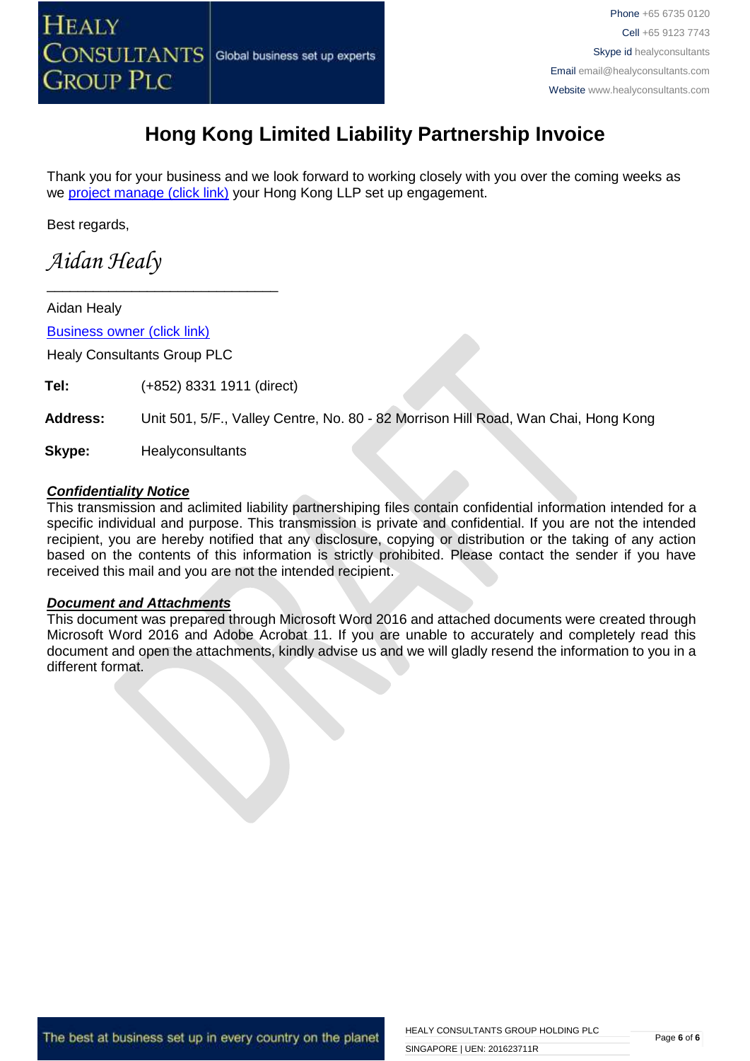# Hong Kong Limited Liability Partnership Invoice

Thank you for your business and we look forward to working closely with you over the coming weeks as we project manage (click link) your Hong Kong LLP set up engagement.

Best regards,

*Aidan Healy*

______________________________

Aidan Healy

Business owner (click link)

Healy Consultants Group PLC

| | |
|---|---|
| **Tel:** | (+852) 8331 1911 (direct) |
| **Address:** | Unit 501, 5/F., Valley Centre, No. 80 - 82 Morrison Hill Road, Wan Chai, Hong Kong |
| **Skype:** | Healyconsultants |

***Confidentiality Notice***

This transmission and aclimited liability partnershiping files contain confidential information intended for a specific individual and purpose. This transmission is private and confidential. If you are not the intended recipient, you are hereby notified that any disclosure, copying or distribution or the taking of any action based on the contents of this information is strictly prohibited. Please contact the sender if you have received this mail and you are not the intended recipient.

***Document and Attachments***

This document was prepared through Microsoft Word 2016 and attached documents were created through Microsoft Word 2016 and Adobe Acrobat 11. If you are unable to accurately and completely read this document and open the attachments, kindly advise us and we will gladly resend the information to you in a different format.